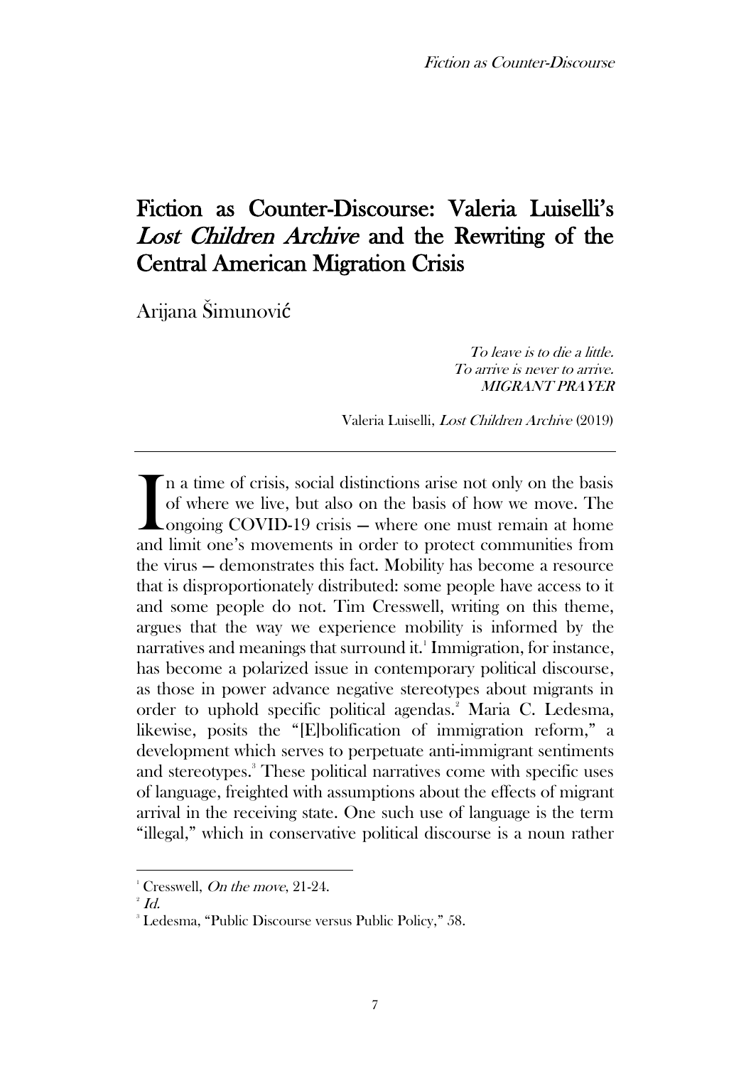# Fiction as Counter-Discourse: Valeria Luiselli's *Lost Children Archive* and the Rewriting of the Central American Migration Crisis

Arijana Šimunović

> *To leave is to die a little.*
> *To arrive is never to arrive.*
> *MIGRANT PRAYER*
>
> Valeria Luiselli, *Lost Children Archive* (2019)

---

In a time of crisis, social distinctions arise not only on the basis of where we live, but also on the basis of how we move. The ongoing COVID-19 crisis — where one must remain at home and limit one's movements in order to protect communities from the virus — demonstrates this fact. Mobility has become a resource that is disproportionately distributed: some people have access to it and some people do not. Tim Cresswell, writing on this theme, argues that the way we experience mobility is informed by the narratives and meanings that surround it.[1] Immigration, for instance, has become a polarized issue in contemporary political discourse, as those in power advance negative stereotypes about migrants in order to uphold specific political agendas.[2] Maria C. Ledesma, likewise, posits the "[E]bolification of immigration reform," a development which serves to perpetuate anti-immigrant sentiments and stereotypes.[3] These political narratives come with specific uses of language, freighted with assumptions about the effects of migrant arrival in the receiving state. One such use of language is the term "illegal," which in conservative political discourse is a noun rather

---

[1] Cresswell, *On the move*, 21-24.

[2] *Id.*

[3] Ledesma, "Public Discourse versus Public Policy," 58.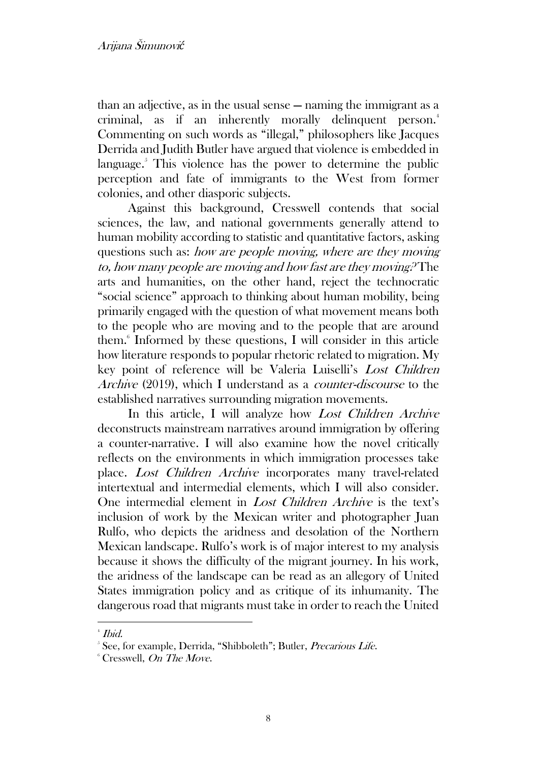than an adjective, as in the usual sense — naming the immigrant as a criminal, as if an inherently morally delinquent person.[4] Commenting on such words as "illegal," philosophers like Jacques Derrida and Judith Butler have argued that violence is embedded in language.[5] This violence has the power to determine the public perception and fate of immigrants to the West from former colonies, and other diasporic subjects.

Against this background, Cresswell contends that social sciences, the law, and national governments generally attend to human mobility according to statistic and quantitative factors, asking questions such as: *how are people moving, where are they moving to, how many people are moving and how fast are they moving?* The arts and humanities, on the other hand, reject the technocratic "social science" approach to thinking about human mobility, being primarily engaged with the question of what movement means both to the people who are moving and to the people that are around them.[6] Informed by these questions, I will consider in this article how literature responds to popular rhetoric related to migration. My key point of reference will be Valeria Luiselli's *Lost Children Archive* (2019), which I understand as a *counter-discourse* to the established narratives surrounding migration movements.

In this article, I will analyze how *Lost Children Archive* deconstructs mainstream narratives around immigration by offering a counter-narrative. I will also examine how the novel critically reflects on the environments in which immigration processes take place. *Lost Children Archive* incorporates many travel-related intertextual and intermedial elements, which I will also consider. One intermedial element in *Lost Children Archive* is the text's inclusion of work by the Mexican writer and photographer Juan Rulfo, who depicts the aridness and desolation of the Northern Mexican landscape. Rulfo's work is of major interest to my analysis because it shows the difficulty of the migrant journey. In his work, the aridness of the landscape can be read as an allegory of United States immigration policy and as critique of its inhumanity. The dangerous road that migrants must take in order to reach the United

---

[4] *Ibid.*

[5] See, for example, Derrida, "Shibboleth"; Butler, *Precarious Life*.

[6] Cresswell, *On The Move*.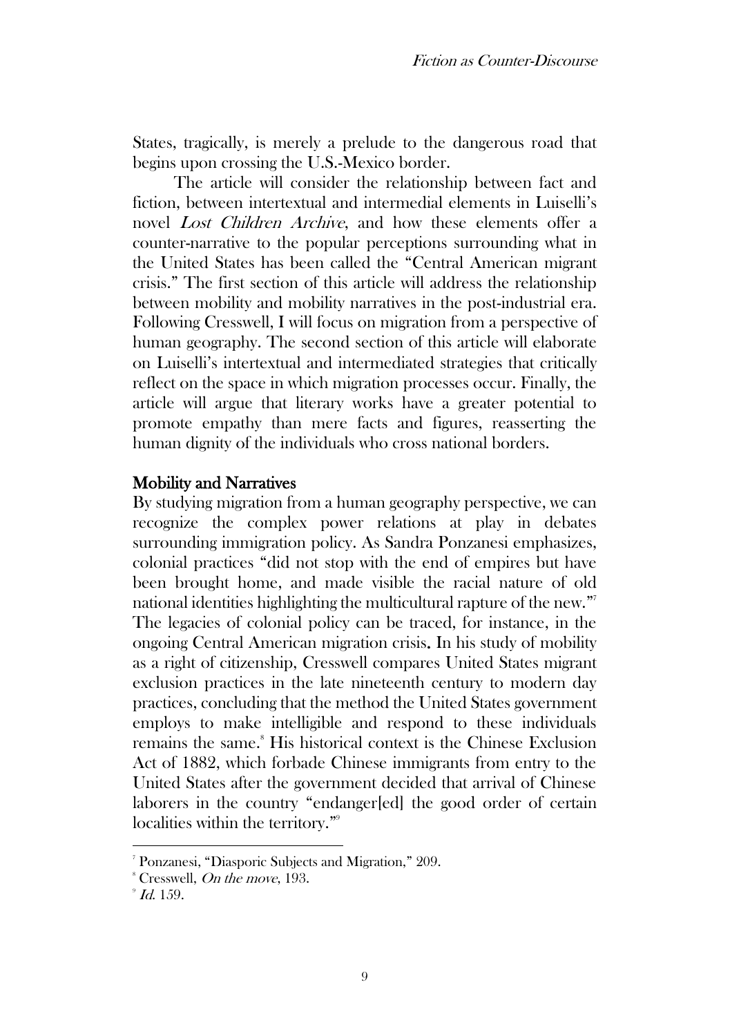States, tragically, is merely a prelude to the dangerous road that begins upon crossing the U.S.-Mexico border.

The article will consider the relationship between fact and fiction, between intertextual and intermedial elements in Luiselli's novel *Lost Children Archive*, and how these elements offer a counter-narrative to the popular perceptions surrounding what in the United States has been called the "Central American migrant crisis." The first section of this article will address the relationship between mobility and mobility narratives in the post-industrial era. Following Cresswell, I will focus on migration from a perspective of human geography. The second section of this article will elaborate on Luiselli's intertextual and intermediated strategies that critically reflect on the space in which migration processes occur. Finally, the article will argue that literary works have a greater potential to promote empathy than mere facts and figures, reasserting the human dignity of the individuals who cross national borders.

## Mobility and Narratives

By studying migration from a human geography perspective, we can recognize the complex power relations at play in debates surrounding immigration policy. As Sandra Ponzanesi emphasizes, colonial practices "did not stop with the end of empires but have been brought home, and made visible the racial nature of old national identities highlighting the multicultural rapture of the new."[7] The legacies of colonial policy can be traced, for instance, in the ongoing Central American migration crisis. In his study of mobility as a right of citizenship, Cresswell compares United States migrant exclusion practices in the late nineteenth century to modern day practices, concluding that the method the United States government employs to make intelligible and respond to these individuals remains the same.[8] His historical context is the Chinese Exclusion Act of 1882, which forbade Chinese immigrants from entry to the United States after the government decided that arrival of Chinese laborers in the country "endanger[ed] the good order of certain localities within the territory."[9]

---

[7] Ponzanesi, "Diasporic Subjects and Migration," 209.

[8] Cresswell, *On the move*, 193.

[9] *Id.* 159.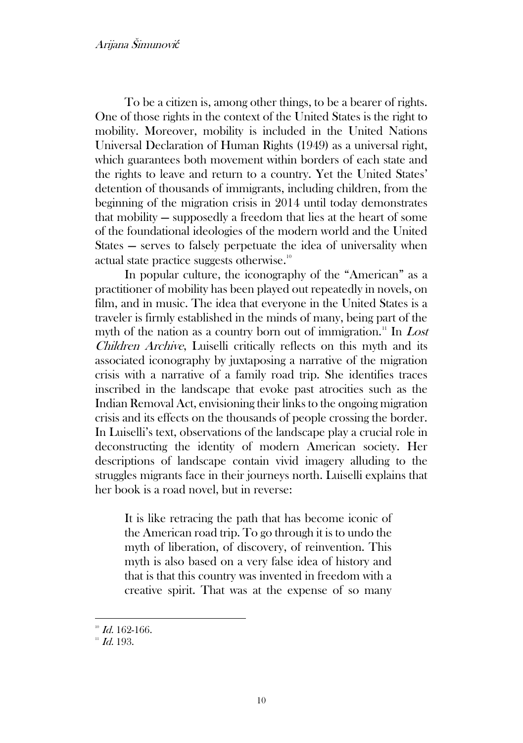To be a citizen is, among other things, to be a bearer of rights. One of those rights in the context of the United States is the right to mobility. Moreover, mobility is included in the United Nations Universal Declaration of Human Rights (1949) as a universal right, which guarantees both movement within borders of each state and the rights to leave and return to a country. Yet the United States' detention of thousands of immigrants, including children, from the beginning of the migration crisis in 2014 until today demonstrates that mobility — supposedly a freedom that lies at the heart of some of the foundational ideologies of the modern world and the United States — serves to falsely perpetuate the idea of universality when actual state practice suggests otherwise.[10]

In popular culture, the iconography of the "American" as a practitioner of mobility has been played out repeatedly in novels, on film, and in music. The idea that everyone in the United States is a traveler is firmly established in the minds of many, being part of the myth of the nation as a country born out of immigration.[11] In *Lost Children Archive*, Luiselli critically reflects on this myth and its associated iconography by juxtaposing a narrative of the migration crisis with a narrative of a family road trip. She identifies traces inscribed in the landscape that evoke past atrocities such as the Indian Removal Act, envisioning their links to the ongoing migration crisis and its effects on the thousands of people crossing the border. In Luiselli's text, observations of the landscape play a crucial role in deconstructing the identity of modern American society. Her descriptions of landscape contain vivid imagery alluding to the struggles migrants face in their journeys north. Luiselli explains that her book is a road novel, but in reverse:

> It is like retracing the path that has become iconic of the American road trip. To go through it is to undo the myth of liberation, of discovery, of reinvention. This myth is also based on a very false idea of history and that is that this country was invented in freedom with a creative spirit. That was at the expense of so many

---

[10] *Id.* 162-166.

[11] *Id.* 193.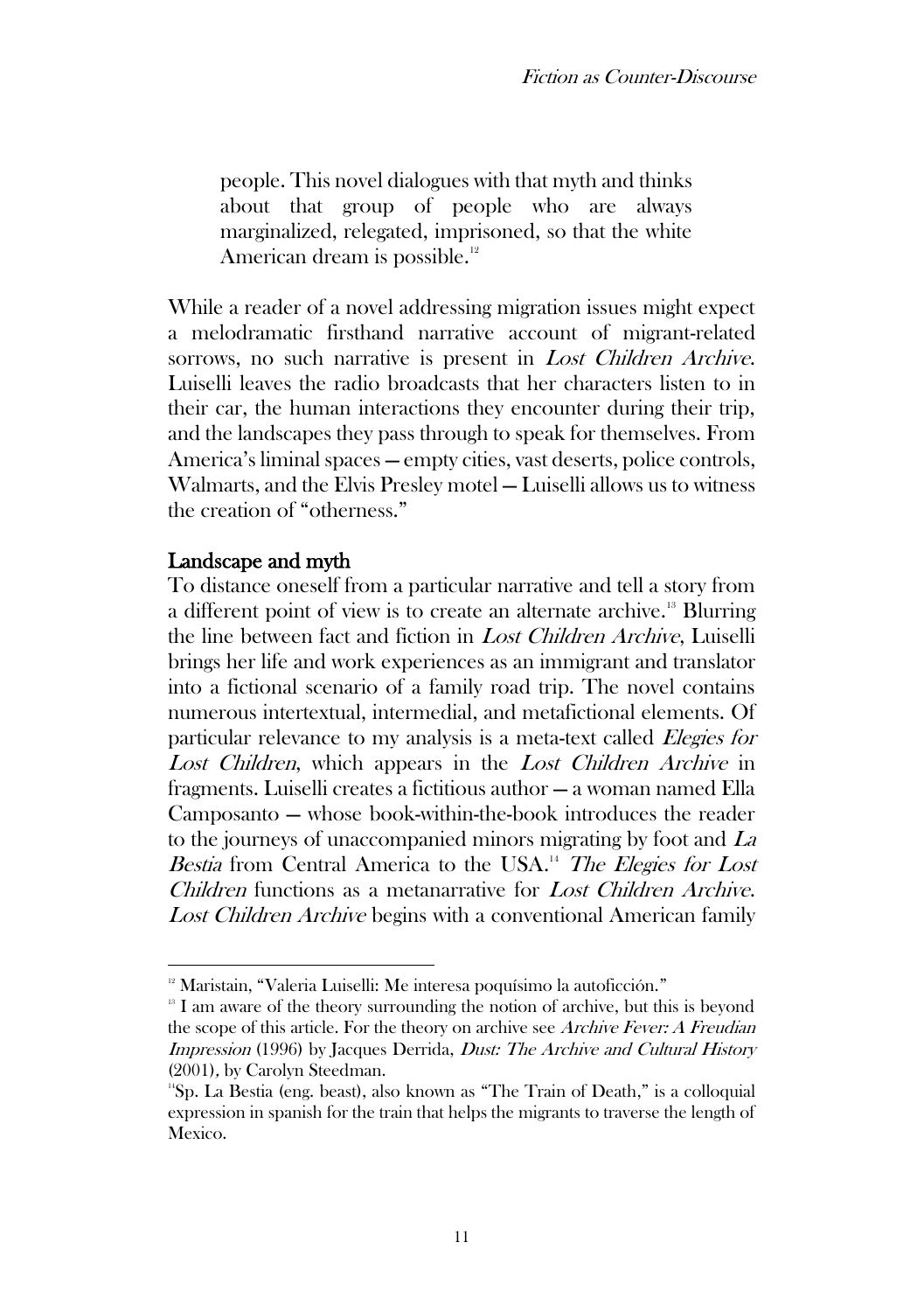> people. This novel dialogues with that myth and thinks about that group of people who are always marginalized, relegated, imprisoned, so that the white American dream is possible.[12]

While a reader of a novel addressing migration issues might expect a melodramatic firsthand narrative account of migrant-related sorrows, no such narrative is present in *Lost Children Archive*. Luiselli leaves the radio broadcasts that her characters listen to in their car, the human interactions they encounter during their trip, and the landscapes they pass through to speak for themselves. From America's liminal spaces — empty cities, vast deserts, police controls, Walmarts, and the Elvis Presley motel — Luiselli allows us to witness the creation of "otherness."

## Landscape and myth

To distance oneself from a particular narrative and tell a story from a different point of view is to create an alternate archive.[13] Blurring the line between fact and fiction in *Lost Children Archive*, Luiselli brings her life and work experiences as an immigrant and translator into a fictional scenario of a family road trip. The novel contains numerous intertextual, intermedial, and metafictional elements. Of particular relevance to my analysis is a meta-text called *Elegies for Lost Children*, which appears in the *Lost Children Archive* in fragments. Luiselli creates a fictitious author — a woman named Ella Camposanto — whose book-within-the-book introduces the reader to the journeys of unaccompanied minors migrating by foot and *La Bestia* from Central America to the USA.[14] *The Elegies for Lost Children* functions as a metanarrative for *Lost Children Archive*. *Lost Children Archive* begins with a conventional American family

---

[12] Maristain, "Valeria Luiselli: Me interesa poquísimo la autoficción."

[13] I am aware of the theory surrounding the notion of archive, but this is beyond the scope of this article. For the theory on archive see *Archive Fever: A Freudian Impression* (1996) by Jacques Derrida, *Dust: The Archive and Cultural History* (2001), by Carolyn Steedman.

[14] Sp. La Bestia (eng. beast), also known as "The Train of Death," is a colloquial expression in spanish for the train that helps the migrants to traverse the length of Mexico.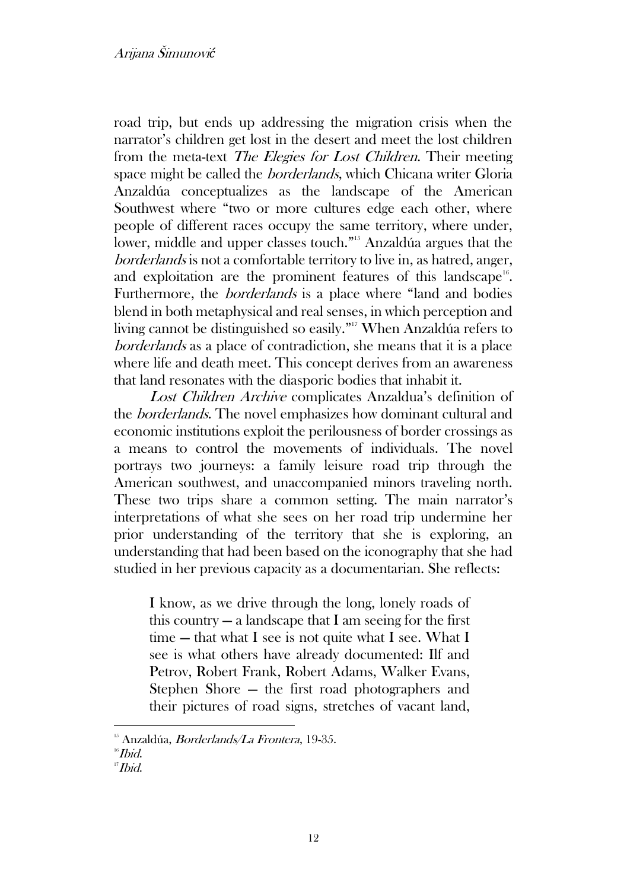road trip, but ends up addressing the migration crisis when the narrator's children get lost in the desert and meet the lost children from the meta-text *The Elegies for Lost Children*. Their meeting space might be called the *borderlands*, which Chicana writer Gloria Anzaldúa conceptualizes as the landscape of the American Southwest where "two or more cultures edge each other, where people of different races occupy the same territory, where under, lower, middle and upper classes touch."[15] Anzaldúa argues that the *borderlands* is not a comfortable territory to live in, as hatred, anger, and exploitation are the prominent features of this landscape[16]. Furthermore, the *borderlands* is a place where "land and bodies blend in both metaphysical and real senses, in which perception and living cannot be distinguished so easily."[17] When Anzaldúa refers to *borderlands* as a place of contradiction, she means that it is a place where life and death meet. This concept derives from an awareness that land resonates with the diasporic bodies that inhabit it.

*Lost Children Archive* complicates Anzaldua's definition of the *borderlands*. The novel emphasizes how dominant cultural and economic institutions exploit the perilousness of border crossings as a means to control the movements of individuals. The novel portrays two journeys: a family leisure road trip through the American southwest, and unaccompanied minors traveling north. These two trips share a common setting. The main narrator's interpretations of what she sees on her road trip undermine her prior understanding of the territory that she is exploring, an understanding that had been based on the iconography that she had studied in her previous capacity as a documentarian. She reflects:

> I know, as we drive through the long, lonely roads of this country — a landscape that I am seeing for the first time — that what I see is not quite what I see. What I see is what others have already documented: Ilf and Petrov, Robert Frank, Robert Adams, Walker Evans, Stephen Shore — the first road photographers and their pictures of road signs, stretches of vacant land,

[15] Anzaldúa, *Borderlands/La Frontera*, 19-35.
[16] *Ibid.*
[17] *Ibid.*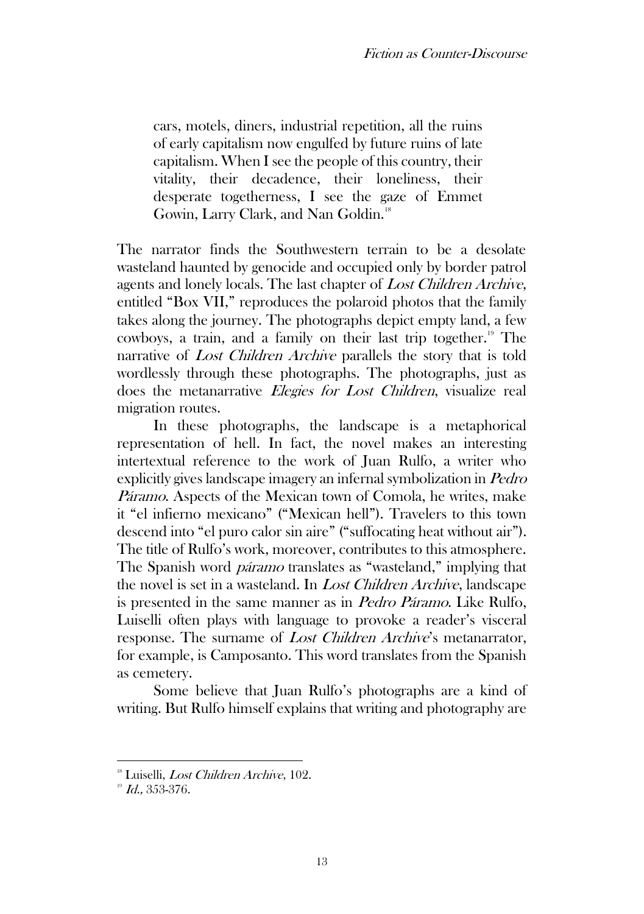> cars, motels, diners, industrial repetition, all the ruins of early capitalism now engulfed by future ruins of late capitalism. When I see the people of this country, their vitality, their decadence, their loneliness, their desperate togetherness, I see the gaze of Emmet Gowin, Larry Clark, and Nan Goldin.[18]

The narrator finds the Southwestern terrain to be a desolate wasteland haunted by genocide and occupied only by border patrol agents and lonely locals. The last chapter of *Lost Children Archive*, entitled "Box VII," reproduces the polaroid photos that the family takes along the journey. The photographs depict empty land, a few cowboys, a train, and a family on their last trip together.[19] The narrative of *Lost Children Archive* parallels the story that is told wordlessly through these photographs. The photographs, just as does the metanarrative *Elegies for Lost Children*, visualize real migration routes.

In these photographs, the landscape is a metaphorical representation of hell. In fact, the novel makes an interesting intertextual reference to the work of Juan Rulfo, a writer who explicitly gives landscape imagery an infernal symbolization in *Pedro Páramo*. Aspects of the Mexican town of Comola, he writes, make it "el infierno mexicano" ("Mexican hell"). Travelers to this town descend into "el puro calor sin aire" ("suffocating heat without air"). The title of Rulfo's work, moreover, contributes to this atmosphere. The Spanish word *páramo* translates as "wasteland," implying that the novel is set in a wasteland. In *Lost Children Archive*, landscape is presented in the same manner as in *Pedro Páramo*. Like Rulfo, Luiselli often plays with language to provoke a reader's visceral response. The surname of *Lost Children Archive*'s metanarrator, for example, is Camposanto. This word translates from the Spanish as cemetery.

Some believe that Juan Rulfo's photographs are a kind of writing. But Rulfo himself explains that writing and photography are

---

[18] Luiselli, *Lost Children Archive*, 102.

[19] *Id.,* 353-376.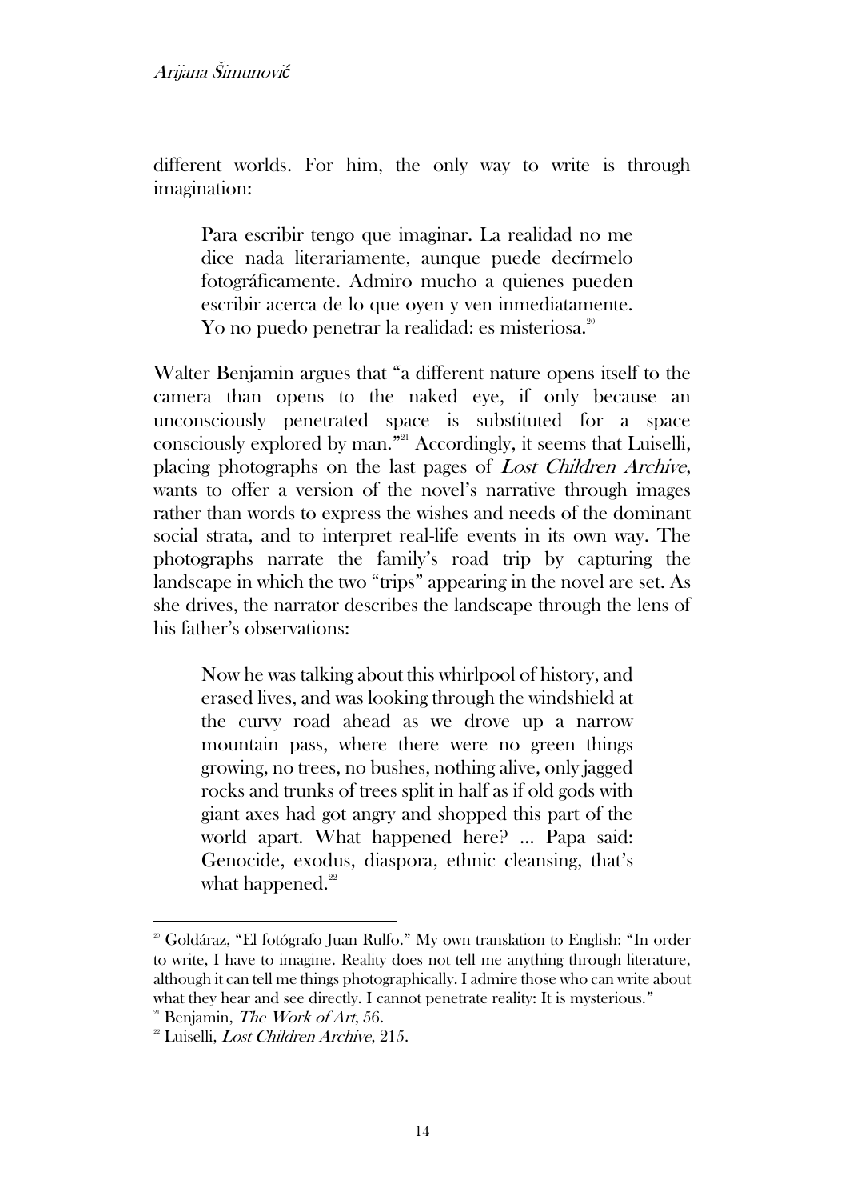different worlds. For him, the only way to write is through imagination:

> Para escribir tengo que imaginar. La realidad no me dice nada literariamente, aunque puede decírmelo fotográficamente. Admiro mucho a quienes pueden escribir acerca de lo que oyen y ven inmediatamente. Yo no puedo penetrar la realidad: es misteriosa.[20]

Walter Benjamin argues that "a different nature opens itself to the camera than opens to the naked eye, if only because an unconsciously penetrated space is substituted for a space consciously explored by man."[21] Accordingly, it seems that Luiselli, placing photographs on the last pages of *Lost Children Archive*, wants to offer a version of the novel's narrative through images rather than words to express the wishes and needs of the dominant social strata, and to interpret real-life events in its own way. The photographs narrate the family's road trip by capturing the landscape in which the two "trips" appearing in the novel are set. As she drives, the narrator describes the landscape through the lens of his father's observations:

> Now he was talking about this whirlpool of history, and erased lives, and was looking through the windshield at the curvy road ahead as we drove up a narrow mountain pass, where there were no green things growing, no trees, no bushes, nothing alive, only jagged rocks and trunks of trees split in half as if old gods with giant axes had got angry and shopped this part of the world apart. What happened here? ... Papa said: Genocide, exodus, diaspora, ethnic cleansing, that's what happened.[22]

---

[20] Goldáraz, "El fotógrafo Juan Rulfo." My own translation to English: "In order to write, I have to imagine. Reality does not tell me anything through literature, although it can tell me things photographically. I admire those who can write about what they hear and see directly. I cannot penetrate reality: It is mysterious."

[21] Benjamin, *The Work of Art*, 56.

[22] Luiselli, *Lost Children Archive*, 215.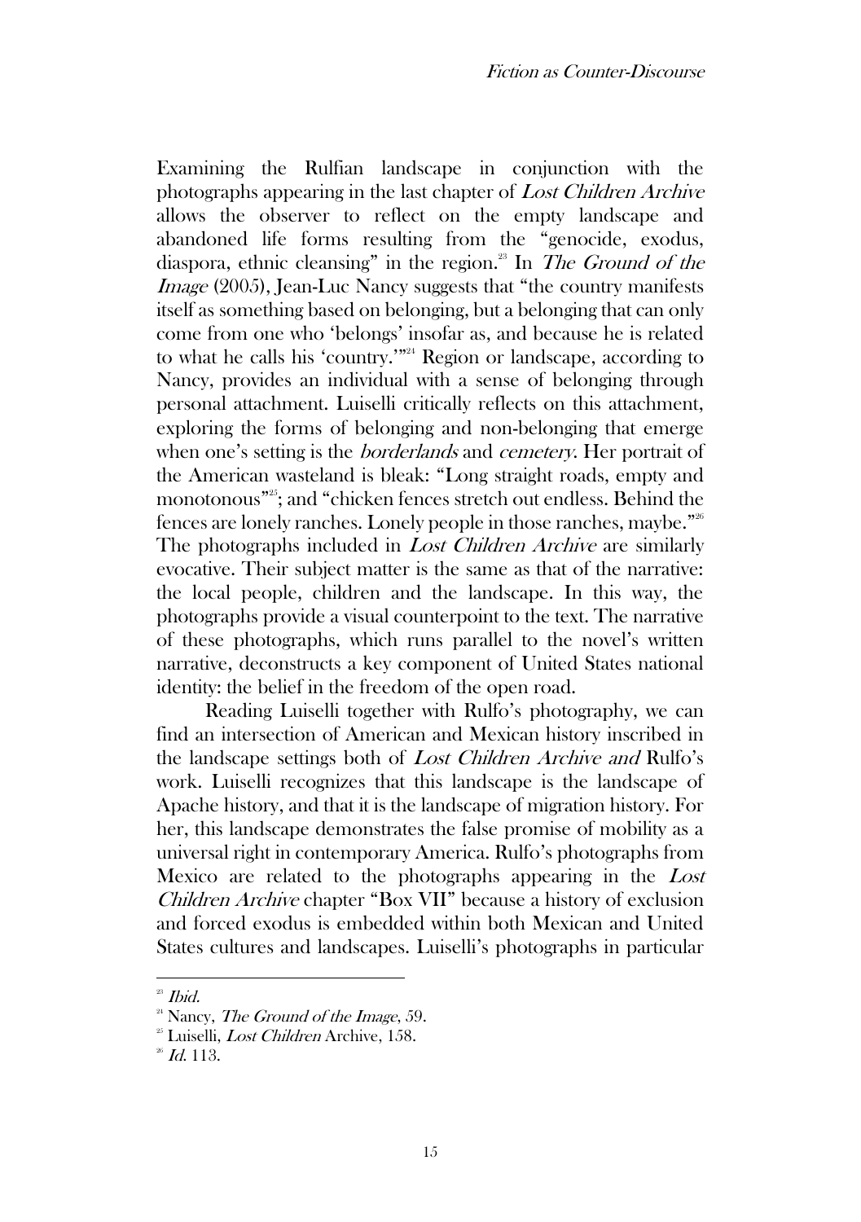Examining the Rulfian landscape in conjunction with the photographs appearing in the last chapter of *Lost Children Archive* allows the observer to reflect on the empty landscape and abandoned life forms resulting from the "genocide, exodus, diaspora, ethnic cleansing" in the region.[23] In *The Ground of the Image* (2005), Jean-Luc Nancy suggests that "the country manifests itself as something based on belonging, but a belonging that can only come from one who 'belongs' insofar as, and because he is related to what he calls his 'country.'"[24] Region or landscape, according to Nancy, provides an individual with a sense of belonging through personal attachment. Luiselli critically reflects on this attachment, exploring the forms of belonging and non-belonging that emerge when one's setting is the *borderlands* and *cemetery*. Her portrait of the American wasteland is bleak: "Long straight roads, empty and monotonous"[25]; and "chicken fences stretch out endless. Behind the fences are lonely ranches. Lonely people in those ranches, maybe."[26] The photographs included in *Lost Children Archive* are similarly evocative. Their subject matter is the same as that of the narrative: the local people, children and the landscape. In this way, the photographs provide a visual counterpoint to the text. The narrative of these photographs, which runs parallel to the novel's written narrative, deconstructs a key component of United States national identity: the belief in the freedom of the open road.

Reading Luiselli together with Rulfo's photography, we can find an intersection of American and Mexican history inscribed in the landscape settings both of *Lost Children Archive and* Rulfo's work. Luiselli recognizes that this landscape is the landscape of Apache history, and that it is the landscape of migration history. For her, this landscape demonstrates the false promise of mobility as a universal right in contemporary America. Rulfo's photographs from Mexico are related to the photographs appearing in the *Lost Children Archive* chapter "Box VII" because a history of exclusion and forced exodus is embedded within both Mexican and United States cultures and landscapes. Luiselli's photographs in particular

---

[23] *Ibid.*

[24] Nancy, *The Ground of the Image*, 59.

[25] Luiselli, *Lost Children* Archive, 158.

[26] *Id.* 113.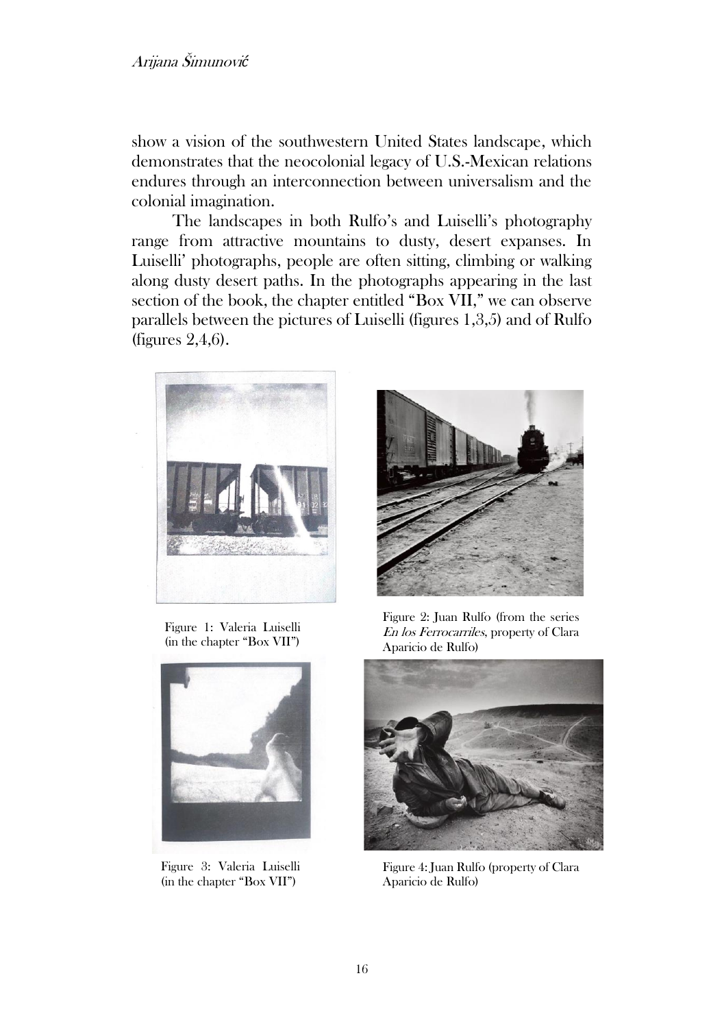show a vision of the southwestern United States landscape, which demonstrates that the neocolonial legacy of U.S.-Mexican relations endures through an interconnection between universalism and the colonial imagination.

The landscapes in both Rulfo's and Luiselli's photography range from attractive mountains to dusty, desert expanses. In Luiselli' photographs, people are often sitting, climbing or walking along dusty desert paths. In the photographs appearing in the last section of the book, the chapter entitled "Box VII," we can observe parallels between the pictures of Luiselli (figures 1,3,5) and of Rulfo (figures 2,4,6).

Figure 1: Valeria Luiselli (in the chapter "Box VII")

Figure 2: Juan Rulfo (from the series *En los Ferrocarriles*, property of Clara Aparicio de Rulfo)

Figure 3: Valeria Luiselli (in the chapter "Box VII")

Figure 4: Juan Rulfo (property of Clara Aparicio de Rulfo)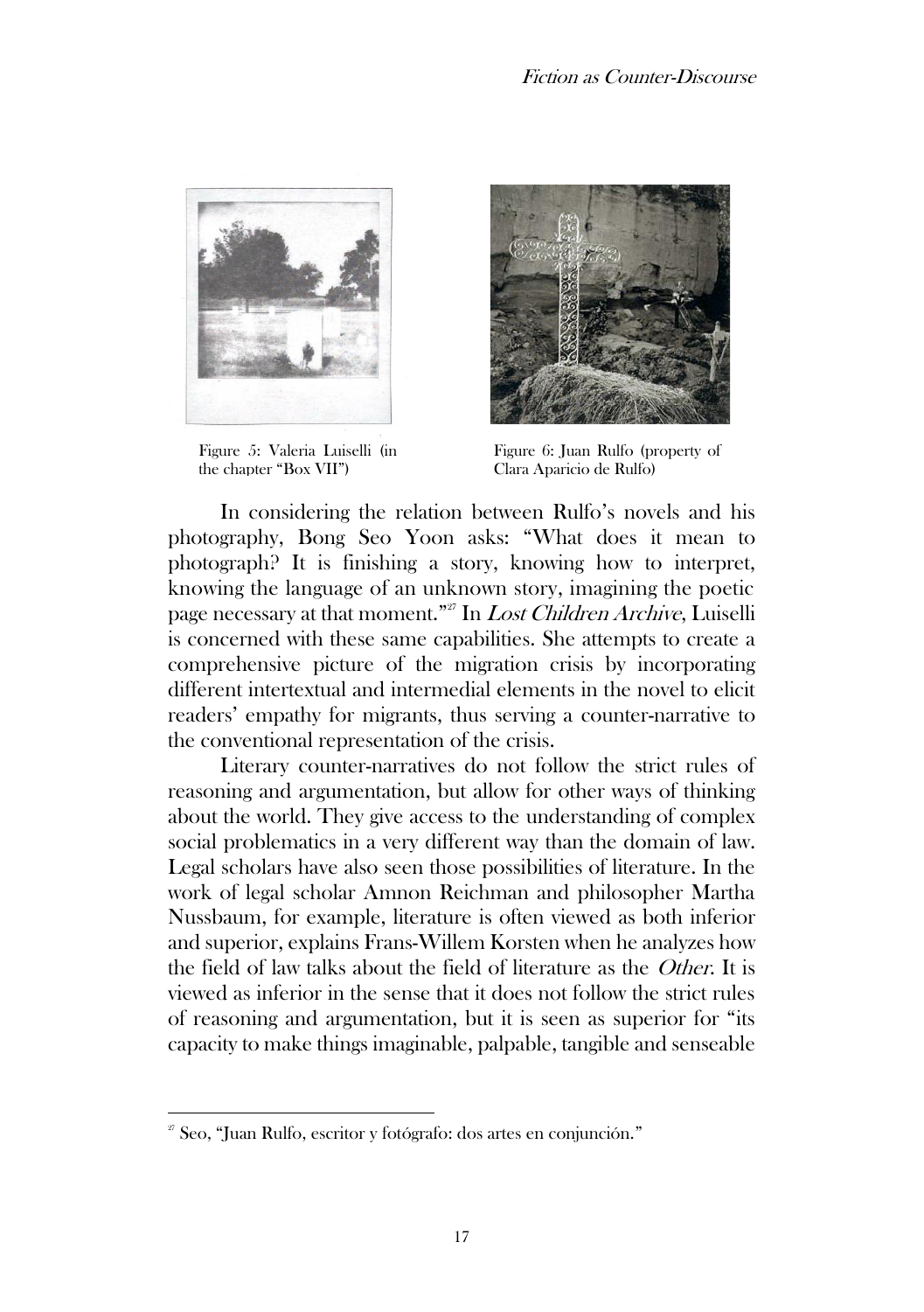Figure 5: Valeria Luiselli (in the chapter "Box VII")

Figure 6: Juan Rulfo (property of Clara Aparicio de Rulfo)

In considering the relation between Rulfo's novels and his photography, Bong Seo Yoon asks: "What does it mean to photograph? It is finishing a story, knowing how to interpret, knowing the language of an unknown story, imagining the poetic page necessary at that moment."[27] In *Lost Children Archive*, Luiselli is concerned with these same capabilities. She attempts to create a comprehensive picture of the migration crisis by incorporating different intertextual and intermedial elements in the novel to elicit readers' empathy for migrants, thus serving a counter-narrative to the conventional representation of the crisis.

Literary counter-narratives do not follow the strict rules of reasoning and argumentation, but allow for other ways of thinking about the world. They give access to the understanding of complex social problematics in a very different way than the domain of law. Legal scholars have also seen those possibilities of literature. In the work of legal scholar Amnon Reichman and philosopher Martha Nussbaum, for example, literature is often viewed as both inferior and superior, explains Frans-Willem Korsten when he analyzes how the field of law talks about the field of literature as the *Other*. It is viewed as inferior in the sense that it does not follow the strict rules of reasoning and argumentation, but it is seen as superior for "its capacity to make things imaginable, palpable, tangible and senseable

[27] Seo, "Juan Rulfo, escritor y fotógrafo: dos artes en conjunción."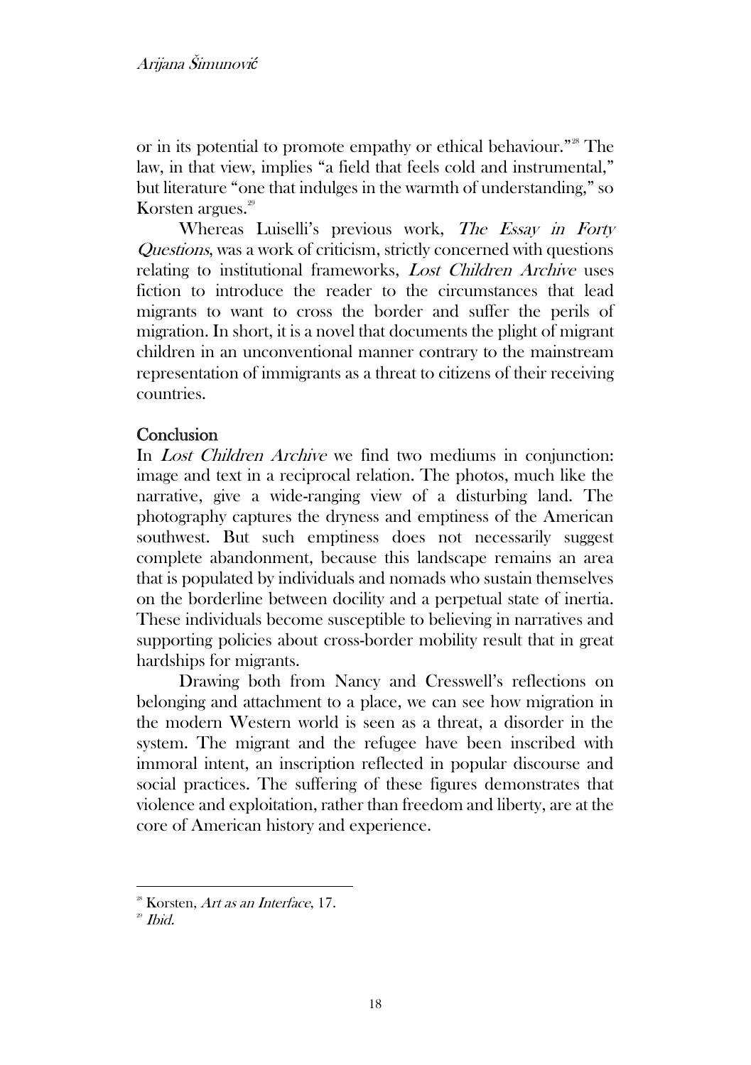or in its potential to promote empathy or ethical behaviour."[28] The law, in that view, implies "a field that feels cold and instrumental," but literature "one that indulges in the warmth of understanding," so Korsten argues.[29]

Whereas Luiselli's previous work, *The Essay in Forty Questions*, was a work of criticism, strictly concerned with questions relating to institutional frameworks, *Lost Children Archive* uses fiction to introduce the reader to the circumstances that lead migrants to want to cross the border and suffer the perils of migration. In short, it is a novel that documents the plight of migrant children in an unconventional manner contrary to the mainstream representation of immigrants as a threat to citizens of their receiving countries.

## Conclusion

In *Lost Children Archive* we find two mediums in conjunction: image and text in a reciprocal relation. The photos, much like the narrative, give a wide-ranging view of a disturbing land. The photography captures the dryness and emptiness of the American southwest. But such emptiness does not necessarily suggest complete abandonment, because this landscape remains an area that is populated by individuals and nomads who sustain themselves on the borderline between docility and a perpetual state of inertia. These individuals become susceptible to believing in narratives and supporting policies about cross-border mobility result that in great hardships for migrants.

Drawing both from Nancy and Cresswell's reflections on belonging and attachment to a place, we can see how migration in the modern Western world is seen as a threat, a disorder in the system. The migrant and the refugee have been inscribed with immoral intent, an inscription reflected in popular discourse and social practices. The suffering of these figures demonstrates that violence and exploitation, rather than freedom and liberty, are at the core of American history and experience.

---

[28] Korsten, *Art as an Interface*, 17.

[29] *Ibid.*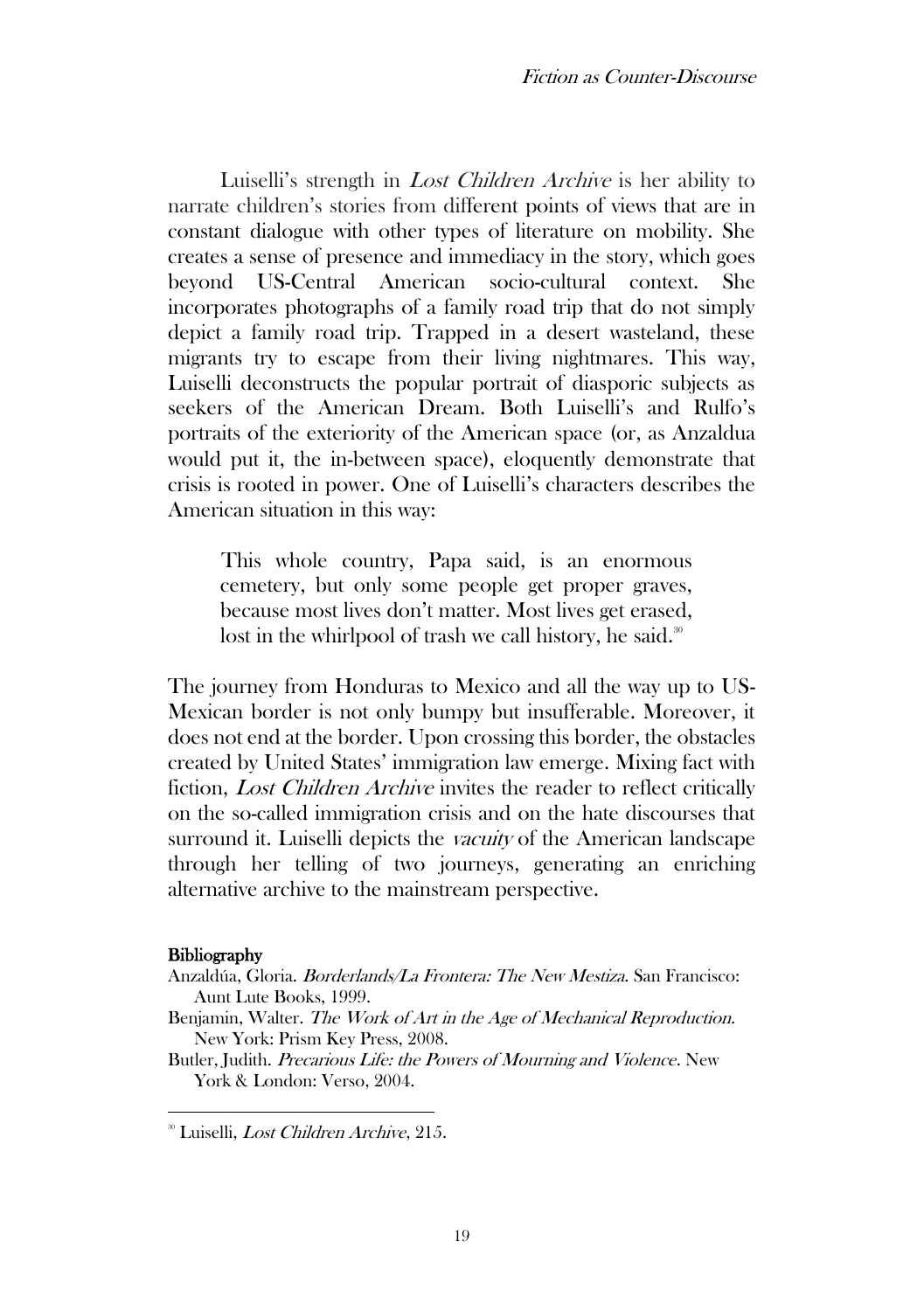Luiselli's strength in *Lost Children Archive* is her ability to narrate children's stories from different points of views that are in constant dialogue with other types of literature on mobility. She creates a sense of presence and immediacy in the story, which goes beyond US-Central American socio-cultural context. She incorporates photographs of a family road trip that do not simply depict a family road trip. Trapped in a desert wasteland, these migrants try to escape from their living nightmares. This way, Luiselli deconstructs the popular portrait of diasporic subjects as seekers of the American Dream. Both Luiselli's and Rulfo's portraits of the exteriority of the American space (or, as Anzaldua would put it, the in-between space), eloquently demonstrate that crisis is rooted in power. One of Luiselli's characters describes the American situation in this way:

> This whole country, Papa said, is an enormous cemetery, but only some people get proper graves, because most lives don't matter. Most lives get erased, lost in the whirlpool of trash we call history, he said.[30]

The journey from Honduras to Mexico and all the way up to US-Mexican border is not only bumpy but insufferable. Moreover, it does not end at the border. Upon crossing this border, the obstacles created by United States' immigration law emerge. Mixing fact with fiction, *Lost Children Archive* invites the reader to reflect critically on the so-called immigration crisis and on the hate discourses that surround it. Luiselli depicts the *vacuity* of the American landscape through her telling of two journeys, generating an enriching alternative archive to the mainstream perspective.

**Bibliography**

Anzaldúa, Gloria. *Borderlands/La Frontera: The New Mestiza*. San Francisco: Aunt Lute Books, 1999.

Benjamin, Walter. *The Work of Art in the Age of Mechanical Reproduction*. New York: Prism Key Press, 2008.

Butler, Judith. *Precarious Life: the Powers of Mourning and Violence*. New York & London: Verso, 2004.

[30] Luiselli, *Lost Children Archive*, 215.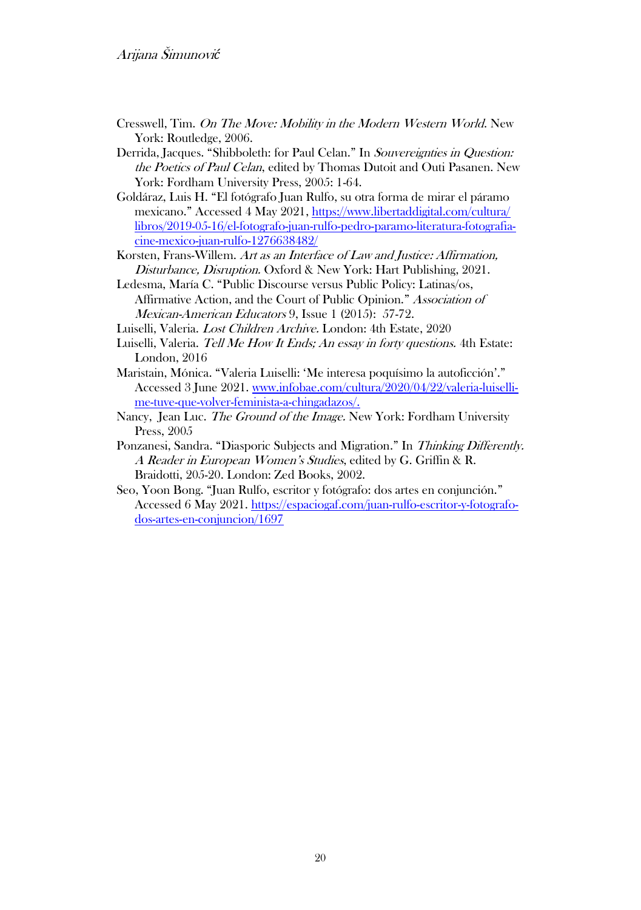Cresswell, Tim. *On The Move: Mobility in the Modern Western World.* New York: Routledge, 2006.

Derrida, Jacques. "Shibboleth: for Paul Celan." In *Souvereignties in Question: the Poetics of Paul Celan*, edited by Thomas Dutoit and Outi Pasanen. New York: Fordham University Press, 2005: 1-64.

Goldáraz, Luis H. "El fotógrafo Juan Rulfo, su otra forma de mirar el páramo mexicano." Accessed 4 May 2021, https://www.libertaddigital.com/cultura/libros/2019-05-16/el-fotografo-juan-rulfo-pedro-paramo-literatura-fotografia-cine-mexico-juan-rulfo-1276638482/

Korsten, Frans-Willem. *Art as an Interface of Law and Justice: Affirmation, Disturbance, Disruption.* Oxford & New York: Hart Publishing, 2021.

Ledesma, María C. "Public Discourse versus Public Policy: Latinas/os, Affirmative Action, and the Court of Public Opinion." *Association of Mexican-American Educators* 9, Issue 1 (2015): 57-72.

Luiselli, Valeria. *Lost Children Archive.* London: 4th Estate, 2020

Luiselli, Valeria. *Tell Me How It Ends; An essay in forty questions.* 4th Estate: London, 2016

Maristain, Mónica. "Valeria Luiselli: 'Me interesa poquísimo la autoficción'." Accessed 3 June 2021. www.infobae.com/cultura/2020/04/22/valeria-luiselli-me-tuve-que-volver-feminista-a-chingadazos/.

Nancy, Jean Luc. *The Ground of the Image.* New York: Fordham University Press, 2005

Ponzanesi, Sandra. "Diasporic Subjects and Migration." In *Thinking Differently. A Reader in European Women's Studies*, edited by G. Griffin & R. Braidotti, 205-20. London: Zed Books, 2002.

Seo, Yoon Bong. "Juan Rulfo, escritor y fotógrafo: dos artes en conjunción." Accessed 6 May 2021. https://espaciogaf.com/juan-rulfo-escritor-y-fotografo-dos-artes-en-conjuncion/1697